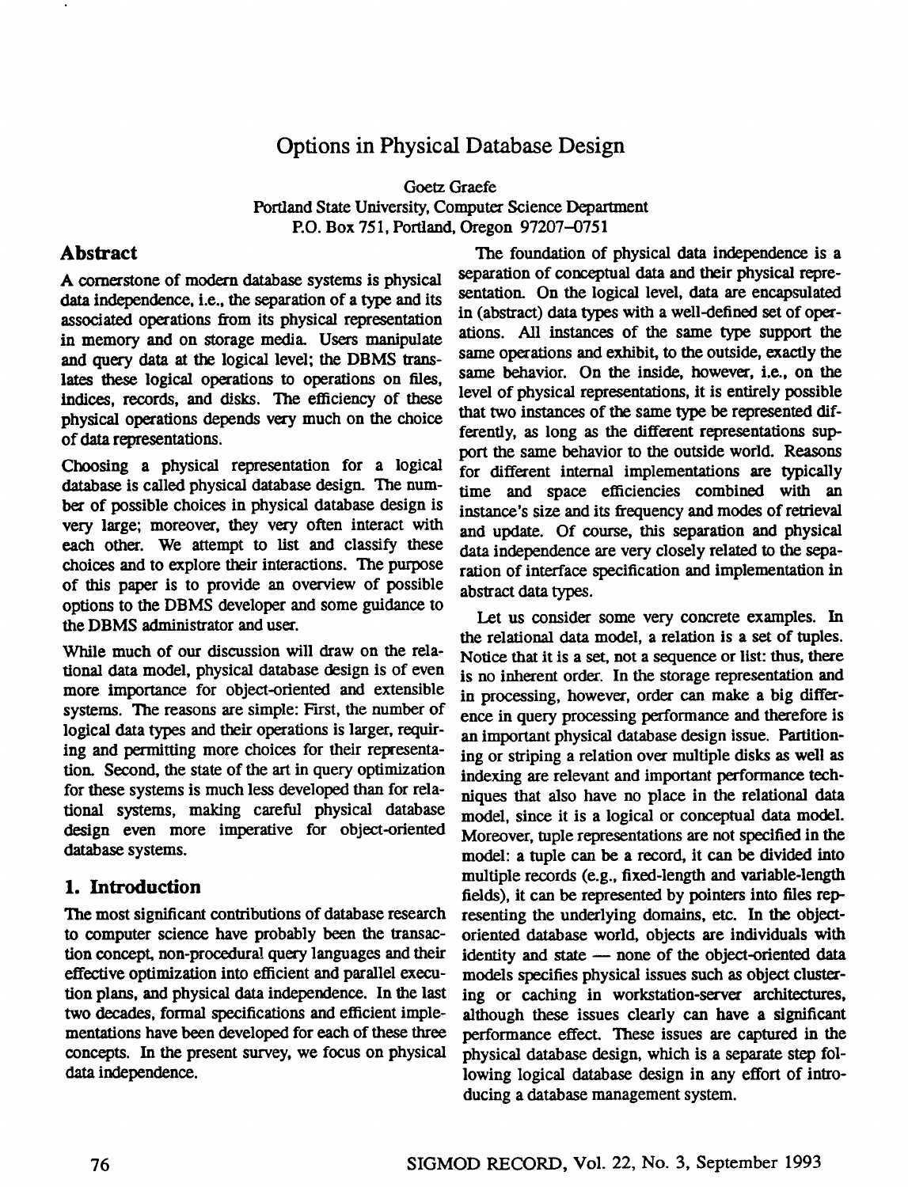# Options in Physical Database Design

Goetz Graefe
Portland State University, Computer Science Department
P.O. Box 751, Portland, Oregon 97207–0751

## Abstract

A cornerstone of modern database systems is physical data independence, i.e., the separation of a type and its associated operations from its physical representation in memory and on storage media. Users manipulate and query data at the logical level; the DBMS translates these logical operations to operations on files, indices, records, and disks. The efficiency of these physical operations depends very much on the choice of data representations.

Choosing a physical representation for a logical database is called physical database design. The number of possible choices in physical database design is very large; moreover, they very often interact with each other. We attempt to list and classify these choices and to explore their interactions. The purpose of this paper is to provide an overview of possible options to the DBMS developer and some guidance to the DBMS administrator and user.

While much of our discussion will draw on the relational data model, physical database design is of even more importance for object-oriented and extensible systems. The reasons are simple: First, the number of logical data types and their operations is larger, requiring and permitting more choices for their representation. Second, the state of the art in query optimization for these systems is much less developed than for relational systems, making careful physical database design even more imperative for object-oriented database systems.

## 1. Introduction

The most significant contributions of database research to computer science have probably been the transaction concept, non-procedural query languages and their effective optimization into efficient and parallel execution plans, and physical data independence. In the last two decades, formal specifications and efficient implementations have been developed for each of these three concepts. In the present survey, we focus on physical data independence.

The foundation of physical data independence is a separation of conceptual data and their physical representation. On the logical level, data are encapsulated in (abstract) data types with a well-defined set of operations. All instances of the same type support the same operations and exhibit, to the outside, exactly the same behavior. On the inside, however, i.e., on the level of physical representations, it is entirely possible that two instances of the same type be represented differently, as long as the different representations support the same behavior to the outside world. Reasons for different internal implementations are typically time and space efficiencies combined with an instance's size and its frequency and modes of retrieval and update. Of course, this separation and physical data independence are very closely related to the separation of interface specification and implementation in abstract data types.

Let us consider some very concrete examples. In the relational data model, a relation is a set of tuples. Notice that it is a set, not a sequence or list: thus, there is no inherent order. In the storage representation and in processing, however, order can make a big difference in query processing performance and therefore is an important physical database design issue. Partitioning or striping a relation over multiple disks as well as indexing are relevant and important performance techniques that also have no place in the relational data model, since it is a logical or conceptual data model. Moreover, tuple representations are not specified in the model: a tuple can be a record, it can be divided into multiple records (e.g., fixed-length and variable-length fields), it can be represented by pointers into files representing the underlying domains, etc. In the object-oriented database world, objects are individuals with identity and state — none of the object-oriented data models specifies physical issues such as object clustering or caching in workstation-server architectures, although these issues clearly can have a significant performance effect. These issues are captured in the physical database design, which is a separate step following logical database design in any effort of introducing a database management system.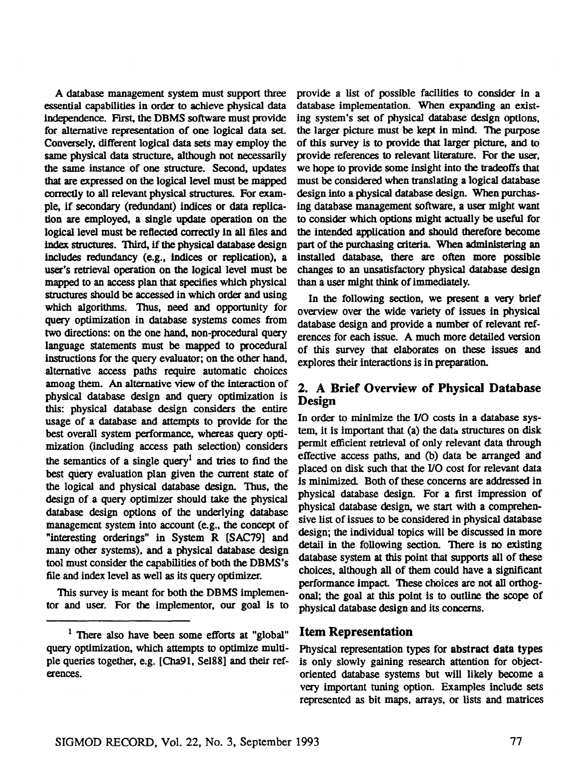A database management system must support three essential capabilities in order to achieve physical data independence. First, the DBMS software must provide for alternative representation of one logical data set. Conversely, different logical data sets may employ the same physical data structure, although not necessarily the same instance of one structure. Second, updates that are expressed on the logical level must be mapped correctly to all relevant physical structures. For example, if secondary (redundant) indices or data replication are employed, a single update operation on the logical level must be reflected correctly in all files and index structures. Third, if the physical database design includes redundancy (e.g., indices or replication), a user's retrieval operation on the logical level must be mapped to an access plan that specifies which physical structures should be accessed in which order and using which algorithms. Thus, need and opportunity for query optimization in database systems comes from two directions: on the one hand, non-procedural query language statements must be mapped to procedural instructions for the query evaluator; on the other hand, alternative access paths require automatic choices among them. An alternative view of the interaction of physical database design and query optimization is this: physical database design considers the entire usage of a database and attempts to provide for the best overall system performance, whereas query optimization (including access path selection) considers the semantics of a single query[1] and tries to find the best query evaluation plan given the current state of the logical and physical database design. Thus, the design of a query optimizer should take the physical database design options of the underlying database management system into account (e.g., the concept of "interesting orderings" in System R [SAC79] and many other systems), and a physical database design tool must consider the capabilities of both the DBMS's file and index level as well as its query optimizer.

This survey is meant for both the DBMS implementor and user. For the implementor, our goal is to provide a list of possible facilities to consider in a database implementation. When expanding an existing system's set of physical database design options, the larger picture must be kept in mind. The purpose of this survey is to provide that larger picture, and to provide references to relevant literature. For the user, we hope to provide some insight into the tradeoffs that must be considered when translating a logical database design into a physical database design. When purchasing database management software, a user might want to consider which options might actually be useful for the intended application and should therefore become part of the purchasing criteria. When administering an installed database, there are often more possible changes to an unsatisfactory physical database design than a user might think of immediately.

In the following section, we present a very brief overview over the wide variety of issues in physical database design and provide a number of relevant references for each issue. A much more detailed version of this survey that elaborates on these issues and explores their interactions is in preparation.

## 2. A Brief Overview of Physical Database Design

In order to minimize the I/O costs in a database system, it is important that (a) the data structures on disk permit efficient retrieval of only relevant data through effective access paths, and (b) data be arranged and placed on disk such that the I/O cost for relevant data is minimized. Both of these concerns are addressed in physical database design. For a first impression of physical database design, we start with a comprehensive list of issues to be considered in physical database design; the individual topics will be discussed in more detail in the following section. There is no existing database system at this point that supports all of these choices, although all of them could have a significant performance impact. These choices are not all orthogonal; the goal at this point is to outline the scope of physical database design and its concerns.

### Item Representation

Physical representation types for **abstract data types** is only slowly gaining research attention for object-oriented database systems but will likely become a very important tuning option. Examples include sets represented as bit maps, arrays, or lists and matrices

[1] There also have been some efforts at "global" query optimization, which attempts to optimize multiple queries together, e.g. [Cha91, Sel88] and their references.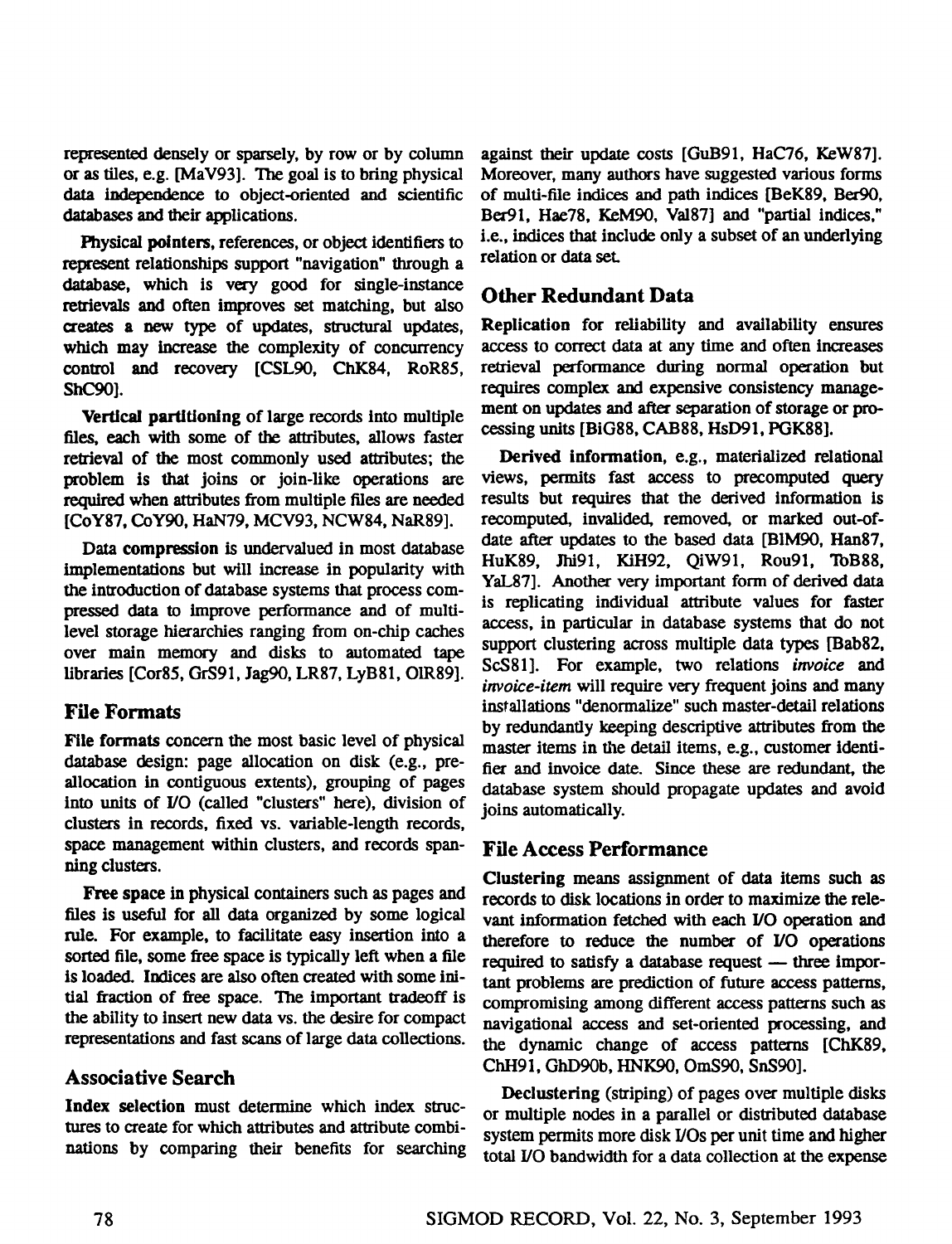represented densely or sparsely, by row or by column or as tiles, e.g. [MaV93]. The goal is to bring physical data independence to object-oriented and scientific databases and their applications.

**Physical pointers**, references, or object identifiers to represent relationships support "navigation" through a database, which is very good for single-instance retrievals and often improves set matching, but also creates a new type of updates, structural updates, which may increase the complexity of concurrency control and recovery [CSL90, ChK84, RoR85, ShC90].

**Vertical partitioning** of large records into multiple files, each with some of the attributes, allows faster retrieval of the most commonly used attributes; the problem is that joins or join-like operations are required when attributes from multiple files are needed [CoY87, CoY90, HaN79, MCV93, NCW84, NaR89].

Data **compression** is undervalued in most database implementations but will increase in popularity with the introduction of database systems that process compressed data to improve performance and of multi-level storage hierarchies ranging from on-chip caches over main memory and disks to automated tape libraries [Cor85, GrS91, Jag90, LR87, LyB81, OlR89].

## File Formats

**File formats** concern the most basic level of physical database design: page allocation on disk (e.g., pre-allocation in contiguous extents), grouping of pages into units of I/O (called "clusters" here), division of clusters in records, fixed vs. variable-length records, space management within clusters, and records spanning clusters.

**Free space** in physical containers such as pages and files is useful for all data organized by some logical rule. For example, to facilitate easy insertion into a sorted file, some free space is typically left when a file is loaded. Indices are also often created with some initial fraction of free space. The important tradeoff is the ability to insert new data vs. the desire for compact representations and fast scans of large data collections.

## Associative Search

**Index selection** must determine which index structures to create for which attributes and attribute combinations by comparing their benefits for searching against their update costs [GuB91, HaC76, KeW87]. Moreover, many authors have suggested various forms of multi-file indices and path indices [BeK89, Ber90, Ber91, Hae78, KeM90, Val87] and "partial indices," i.e., indices that include only a subset of an underlying relation or data set.

## Other Redundant Data

**Replication** for reliability and availability ensures access to correct data at any time and often increases retrieval performance during normal operation but requires complex and expensive consistency management on updates and after separation of storage or processing units [BiG88, CAB88, HsD91, PGK88].

**Derived information**, e.g., materialized relational views, permits fast access to precomputed query results but requires that the derived information is recomputed, invalided, removed, or marked out-of-date after updates to the based data [BlM90, Han87, HuK89, Jhi91, KiH92, QiW91, Rou91, ToB88, YaL87]. Another very important form of derived data is replicating individual attribute values for faster access, in particular in database systems that do not support clustering across multiple data types [Bab82, ScS81]. For example, two relations *invoice* and *invoice-item* will require very frequent joins and many installations "denormalize" such master-detail relations by redundantly keeping descriptive attributes from the master items in the detail items, e.g., customer identifier and invoice date. Since these are redundant, the database system should propagate updates and avoid joins automatically.

## File Access Performance

**Clustering** means assignment of data items such as records to disk locations in order to maximize the relevant information fetched with each I/O operation and therefore to reduce the number of I/O operations required to satisfy a database request — three important problems are prediction of future access patterns, compromising among different access patterns such as navigational access and set-oriented processing, and the dynamic change of access patterns [ChK89, ChH91, GhD90b, HNK90, OmS90, SnS90].

**Declustering** (striping) of pages over multiple disks or multiple nodes in a parallel or distributed database system permits more disk I/Os per unit time and higher total I/O bandwidth for a data collection at the expense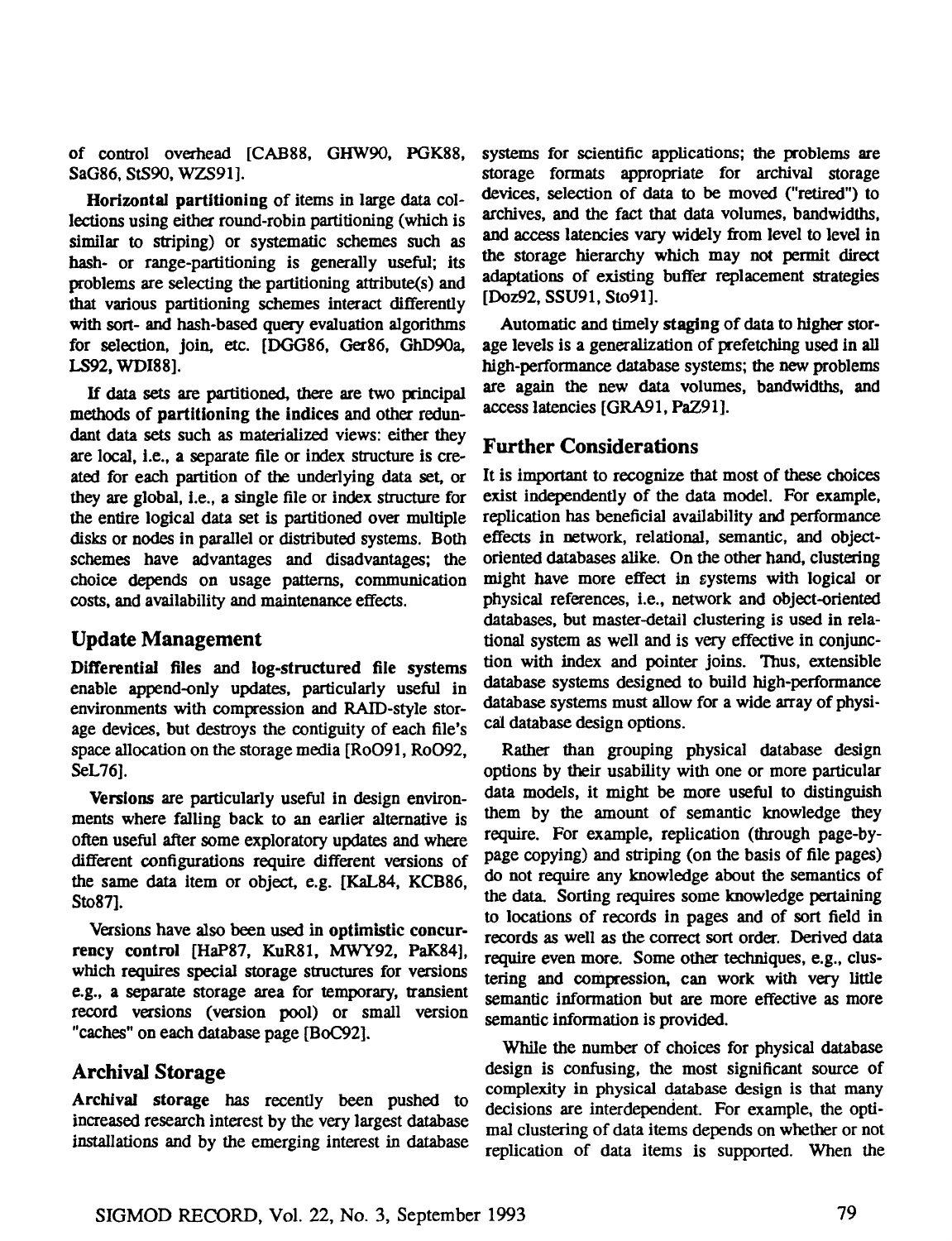of control overhead [CAB88, GHW90, PGK88, SaG86, StS90, WZS91].

**Horizontal partitioning** of items in large data collections using either round-robin partitioning (which is similar to striping) or systematic schemes such as hash- or range-partitioning is generally useful; its problems are selecting the partitioning attribute(s) and that various partitioning schemes interact differently with sort- and hash-based query evaluation algorithms for selection, join, etc. [DGG86, Ger86, GhD90a, LS92, WDI88].

If data sets are partitioned, there are two principal methods of **partitioning the indices** and other redundant data sets such as materialized views: either they are local, i.e., a separate file or index structure is created for each partition of the underlying data set, or they are global, i.e., a single file or index structure for the entire logical data set is partitioned over multiple disks or nodes in parallel or distributed systems. Both schemes have advantages and disadvantages; the choice depends on usage patterns, communication costs, and availability and maintenance effects.

## Update Management

**Differential files and log-structured file systems** enable append-only updates, particularly useful in environments with compression and RAID-style storage devices, but destroys the contiguity of each file's space allocation on the storage media [RoO91, RoO92, SeL76].

**Versions** are particularly useful in design environments where falling back to an earlier alternative is often useful after some exploratory updates and where different configurations require different versions of the same data item or object, e.g. [KaL84, KCB86, Sto87].

Versions have also been used in **optimistic concurrency control** [HaP87, KuR81, MWY92, PaK84], which requires special storage structures for versions e.g., a separate storage area for temporary, transient record versions (version pool) or small version "caches" on each database page [BoC92].

## Archival Storage

**Archival storage** has recently been pushed to increased research interest by the very largest database installations and by the emerging interest in database systems for scientific applications; the problems are storage formats appropriate for archival storage devices, selection of data to be moved ("retired") to archives, and the fact that data volumes, bandwidths, and access latencies vary widely from level to level in the storage hierarchy which may not permit direct adaptations of existing buffer replacement strategies [Doz92, SSU91, Sto91].

Automatic and timely **staging** of data to higher storage levels is a generalization of prefetching used in all high-performance database systems; the new problems are again the new data volumes, bandwidths, and access latencies [GRA91, PaZ91].

## Further Considerations

It is important to recognize that most of these choices exist independently of the data model. For example, replication has beneficial availability and performance effects in network, relational, semantic, and object-oriented databases alike. On the other hand, clustering might have more effect in systems with logical or physical references, i.e., network and object-oriented databases, but master-detail clustering is used in relational system as well and is very effective in conjunction with index and pointer joins. Thus, extensible database systems designed to build high-performance database systems must allow for a wide array of physical database design options.

Rather than grouping physical database design options by their usability with one or more particular data models, it might be more useful to distinguish them by the amount of semantic knowledge they require. For example, replication (through page-by-page copying) and striping (on the basis of file pages) do not require any knowledge about the semantics of the data. Sorting requires some knowledge pertaining to locations of records in pages and of sort field in records as well as the correct sort order. Derived data require even more. Some other techniques, e.g., clustering and compression, can work with very little semantic information but are more effective as more semantic information is provided.

While the number of choices for physical database design is confusing, the most significant source of complexity in physical database design is that many decisions are interdependent. For example, the optimal clustering of data items depends on whether or not replication of data items is supported. When the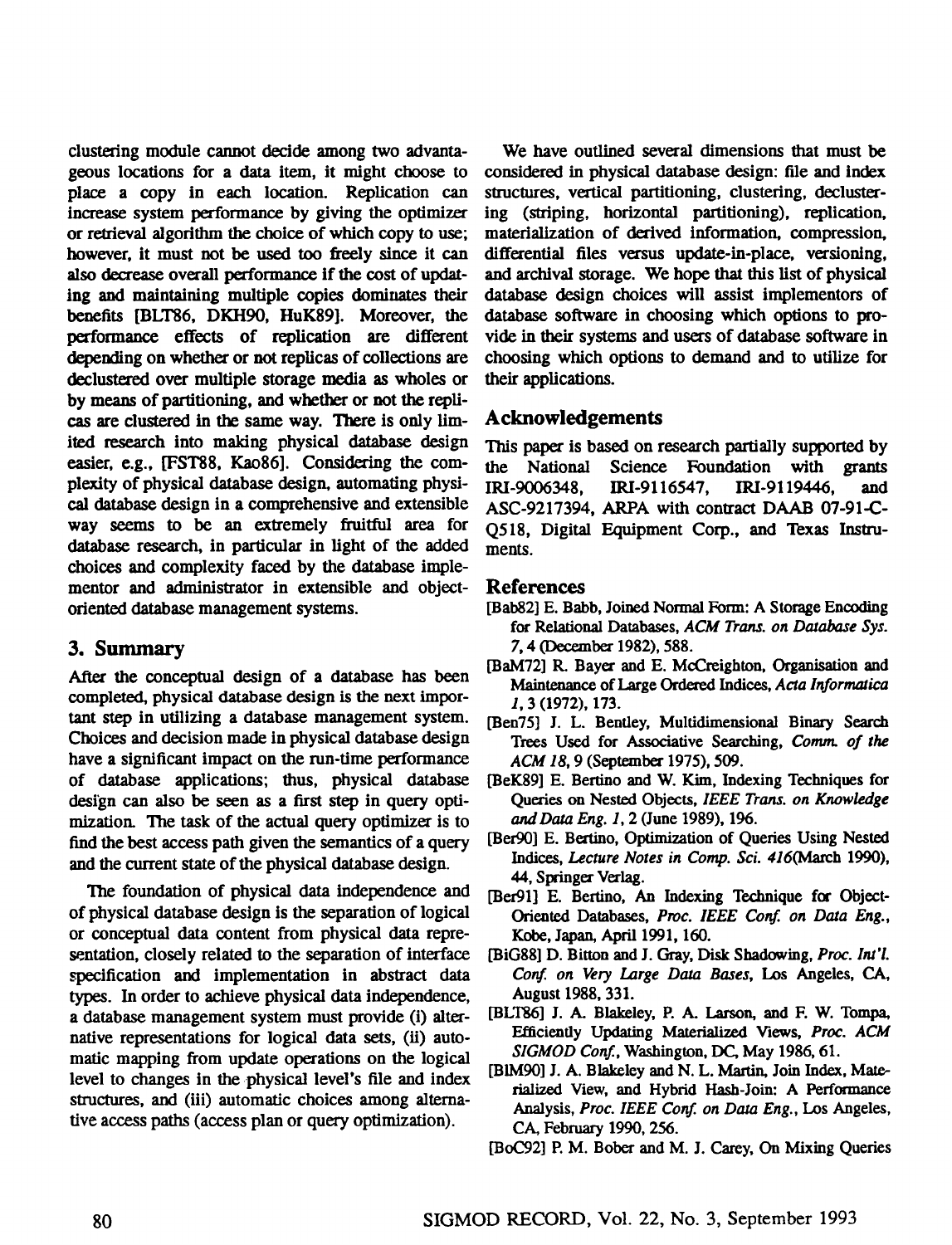clustering module cannot decide among two advantageous locations for a data item, it might choose to place a copy in each location. Replication can increase system performance by giving the optimizer or retrieval algorithm the choice of which copy to use; however, it must not be used too freely since it can also decrease overall performance if the cost of updating and maintaining multiple copies dominates their benefits [BLT86, DKH90, HuK89]. Moreover, the performance effects of replication are different depending on whether or not replicas of collections are declustered over multiple storage media as wholes or by means of partitioning, and whether or not the replicas are clustered in the same way. There is only limited research into making physical database design easier, e.g., [FST88, Kao86]. Considering the complexity of physical database design, automating physical database design in a comprehensive and extensible way seems to be an extremely fruitful area for database research, in particular in light of the added choices and complexity faced by the database implementor and administrator in extensible and object-oriented database management systems.

## 3. Summary

After the conceptual design of a database has been completed, physical database design is the next important step in utilizing a database management system. Choices and decision made in physical database design have a significant impact on the run-time performance of database applications; thus, physical database design can also be seen as a first step in query optimization. The task of the actual query optimizer is to find the best access path given the semantics of a query and the current state of the physical database design.

The foundation of physical data independence and of physical database design is the separation of logical or conceptual data content from physical data representation, closely related to the separation of interface specification and implementation in abstract data types. In order to achieve physical data independence, a database management system must provide (i) alternative representations for logical data sets, (ii) automatic mapping from update operations on the logical level to changes in the physical level's file and index structures, and (iii) automatic choices among alternative access paths (access plan or query optimization).

We have outlined several dimensions that must be considered in physical database design: file and index structures, vertical partitioning, clustering, declustering (striping, horizontal partitioning), replication, materialization of derived information, compression, differential files versus update-in-place, versioning, and archival storage. We hope that this list of physical database design choices will assist implementors of database software in choosing which options to provide in their systems and users of database software in choosing which options to demand and to utilize for their applications.

## Acknowledgements

This paper is based on research partially supported by the National Science Foundation with grants IRI-9006348, IRI-9116547, IRI-9119446, and ASC-9217394, ARPA with contract DAAB 07-91-C-Q518, Digital Equipment Corp., and Texas Instruments.

## References

[Bab82] E. Babb, Joined Normal Form: A Storage Encoding for Relational Databases, *ACM Trans. on Database Sys. 7*, 4 (December 1982), 588.

[BaM72] R. Bayer and E. McCreighton, Organisation and Maintenance of Large Ordered Indices, *Acta Informatica 1*, 3 (1972), 173.

[Ben75] J. L. Bentley, Multidimensional Binary Search Trees Used for Associative Searching, *Comm. of the ACM 18*, 9 (September 1975), 509.

[BeK89] E. Bertino and W. Kim, Indexing Techniques for Queries on Nested Objects, *IEEE Trans. on Knowledge and Data Eng. 1*, 2 (June 1989), 196.

[Ber90] E. Bertino, Optimization of Queries Using Nested Indices, *Lecture Notes in Comp. Sci. 416*(March 1990), 44, Springer Verlag.

[Ber91] E. Bertino, An Indexing Technique for Object-Oriented Databases, *Proc. IEEE Conf. on Data Eng.*, Kobe, Japan, April 1991, 160.

[BiG88] D. Bitton and J. Gray, Disk Shadowing, *Proc. Int'l. Conf. on Very Large Data Bases*, Los Angeles, CA, August 1988, 331.

[BLT86] J. A. Blakeley, P. A. Larson, and F. W. Tompa, Efficiently Updating Materialized Views, *Proc. ACM SIGMOD Conf.*, Washington, DC, May 1986, 61.

[BlM90] J. A. Blakeley and N. L. Martin, Join Index, Materialized View, and Hybrid Hash-Join: A Performance Analysis, *Proc. IEEE Conf. on Data Eng.*, Los Angeles, CA, February 1990, 256.

[BoC92] P. M. Bober and M. J. Carey, On Mixing Queries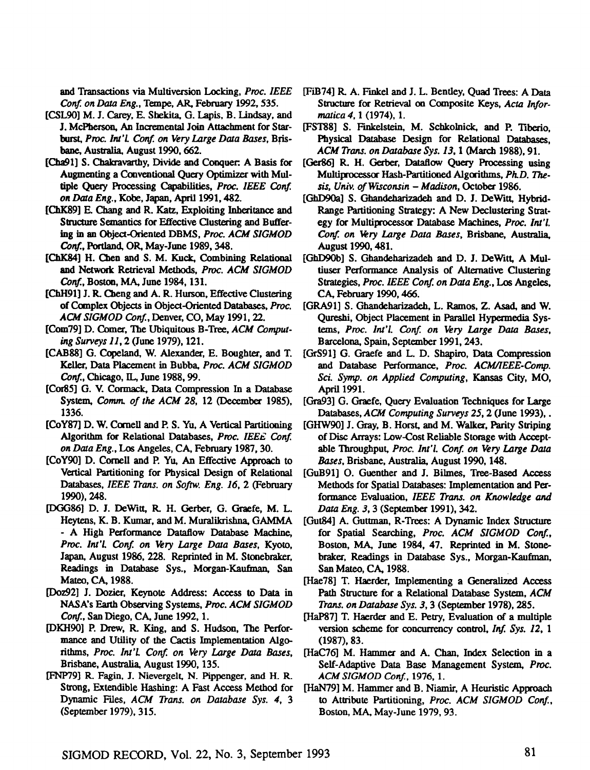and Transactions via Multiversion Locking, *Proc. IEEE Conf. on Data Eng.*, Tempe, AR, February 1992, 535.

[CSL90] M. J. Carey, E. Shekita, G. Lapis, B. Lindsay, and J. McPherson, An Incremental Join Attachment for Starburst, *Proc. Int'l. Conf. on Very Large Data Bases*, Brisbane, Australia, August 1990, 662.

[Cha91] S. Chakravarthy, Divide and Conquer: A Basis for Augmenting a Conventional Query Optimizer with Multiple Query Processing Capabilities, *Proc. IEEE Conf. on Data Eng.*, Kobe, Japan, April 1991, 482.

[ChK89] E. Chang and R. Katz, Exploiting Inheritance and Structure Semantics for Effective Clustering and Buffering in an Object-Oriented DBMS, *Proc. ACM SIGMOD Conf.*, Portland, OR, May-June 1989, 348.

[ChK84] H. Chen and S. M. Kuck, Combining Relational and Network Retrieval Methods, *Proc. ACM SIGMOD Conf.*, Boston, MA, June 1984, 131.

[ChH91] J. R. Cheng and A. R. Hurson, Effective Clustering of Complex Objects in Object-Oriented Databases, *Proc. ACM SIGMOD Conf.*, Denver, CO, May 1991, 22.

[Com79] D. Comer, The Ubiquitous B-Tree, *ACM Computing Surveys 11*, 2 (June 1979), 121.

[CAB88] G. Copeland, W. Alexander, E. Boughter, and T. Keller, Data Placement in Bubba, *Proc. ACM SIGMOD Conf.*, Chicago, IL, June 1988, 99.

[Cor85] G. V. Cormack, Data Compression In a Database System, *Comm. of the ACM 28*, 12 (December 1985), 1336.

[CoY87] D. W. Cornell and P. S. Yu, A Vertical Partitioning Algorithm for Relational Databases, *Proc. IEEE Conf. on Data Eng.*, Los Angeles, CA, February 1987, 30.

[CoY90] D. Cornell and P. Yu, An Effective Approach to Vertical Partitioning for Physical Design of Relational Databases, *IEEE Trans. on Softw. Eng. 16*, 2 (February 1990), 248.

[DGG86] D. J. DeWitt, R. H. Gerber, G. Graefe, M. L. Heytens, K. B. Kumar, and M. Muralikrishna, GAMMA - A High Performance Dataflow Database Machine, *Proc. Int'l. Conf. on Very Large Data Bases*, Kyoto, Japan, August 1986, 228. Reprinted in M. Stonebraker, Readings in Database Sys., Morgan-Kaufman, San Mateo, CA, 1988.

[Doz92] J. Dozier, Keynote Address: Access to Data in NASA's Earth Observing Systems, *Proc. ACM SIGMOD Conf.*, San Diego, CA, June 1992, 1.

[DKH90] P. Drew, R. King, and S. Hudson, The Performance and Utility of the Cactis Implementation Algorithms, *Proc. Int'l. Conf. on Very Large Data Bases*, Brisbane, Australia, August 1990, 135.

[FNP79] R. Fagin, J. Nievergelt, N. Pippenger, and H. R. Strong, Extendible Hashing: A Fast Access Method for Dynamic Files, *ACM Trans. on Database Sys. 4*, 3 (September 1979), 315.

[FiB74] R. A. Finkel and J. L. Bentley, Quad Trees: A Data Structure for Retrieval on Composite Keys, *Acta Informatica 4*, 1 (1974), 1.

[FST88] S. Finkelstein, M. Schkolnick, and P. Tiberio, Physical Database Design for Relational Databases, *ACM Trans. on Database Sys. 13*, 1 (March 1988), 91.

[Ger86] R. H. Gerber, Dataflow Query Processing using Multiprocessor Hash-Partitioned Algorithms, *Ph.D. Thesis, Univ. of Wisconsin – Madison*, October 1986.

[GhD90a] S. Ghandeharizadeh and D. J. DeWitt, Hybrid-Range Partitioning Strategy: A New Declustering Strategy for Multiprocessor Database Machines, *Proc. Int'l. Conf. on Very Large Data Bases*, Brisbane, Australia, August 1990, 481.

[GhD90b] S. Ghandeharizadeh and D. J. DeWitt, A Multiuser Performance Analysis of Alternative Clustering Strategies, *Proc. IEEE Conf. on Data Eng.*, Los Angeles, CA, February 1990, 466.

[GRA91] S. Ghandeharizadeh, L. Ramos, Z. Asad, and W. Qureshi, Object Placement in Parallel Hypermedia Systems, *Proc. Int'l. Conf. on Very Large Data Bases*, Barcelona, Spain, September 1991, 243.

[GrS91] G. Graefe and L. D. Shapiro, Data Compression and Database Performance, *Proc. ACM/IEEE-Comp. Sci. Symp. on Applied Computing*, Kansas City, MO, April 1991.

[Gra93] G. Graefe, Query Evaluation Techniques for Large Databases, *ACM Computing Surveys 25*, 2 (June 1993), .

[GHW90] J. Gray, B. Horst, and M. Walker, Parity Striping of Disc Arrays: Low-Cost Reliable Storage with Acceptable Throughput, *Proc. Int'l. Conf. on Very Large Data Bases*, Brisbane, Australia, August 1990, 148.

[GuB91] O. Guenther and J. Bilmes, Tree-Based Access Methods for Spatial Databases: Implementation and Performance Evaluation, *IEEE Trans. on Knowledge and Data Eng. 3*, 3 (September 1991), 342.

[Gut84] A. Guttman, R-Trees: A Dynamic Index Structure for Spatial Searching, *Proc. ACM SIGMOD Conf.*, Boston, MA, June 1984, 47. Reprinted in M. Stonebraker, Readings in Database Sys., Morgan-Kaufman, San Mateo, CA, 1988.

[Hae78] T. Haerder, Implementing a Generalized Access Path Structure for a Relational Database System, *ACM Trans. on Database Sys. 3*, 3 (September 1978), 285.

[HaP87] T. Haerder and E. Petry, Evaluation of a multiple version scheme for concurrency control, *Inf. Sys. 12*, 1 (1987), 83.

[HaC76] M. Hammer and A. Chan, Index Selection in a Self-Adaptive Data Base Management System, *Proc. ACM SIGMOD Conf.*, 1976, 1.

[HaN79] M. Hammer and B. Niamir, A Heuristic Approach to Attribute Partitioning, *Proc. ACM SIGMOD Conf.*, Boston, MA, May-June 1979, 93.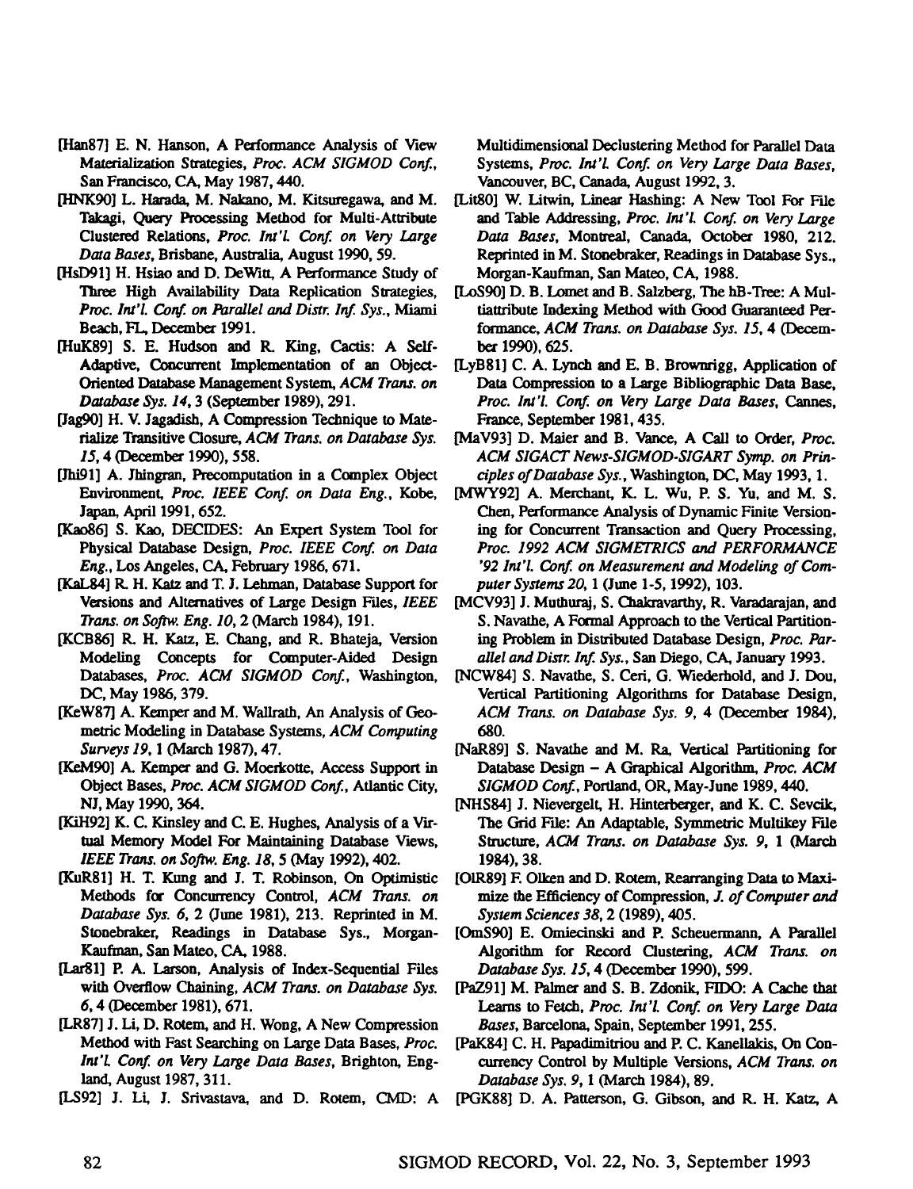[Han87] E. N. Hanson, A Performance Analysis of View Materialization Strategies, *Proc. ACM SIGMOD Conf.*, San Francisco, CA, May 1987, 440.

[HNK90] L. Harada, M. Nakano, M. Kitsuregawa, and M. Takagi, Query Processing Method for Multi-Attribute Clustered Relations, *Proc. Int'l. Conf. on Very Large Data Bases*, Brisbane, Australia, August 1990, 59.

[HsD91] H. Hsiao and D. DeWitt, A Performance Study of Three High Availability Data Replication Strategies, *Proc. Int'l. Conf. on Parallel and Distr. Inf. Sys.*, Miami Beach, FL, December 1991.

[HuK89] S. E. Hudson and R. King, Cactis: A Self-Adaptive, Concurrent Implementation of an Object-Oriented Database Management System, *ACM Trans. on Database Sys. 14*, 3 (September 1989), 291.

[Jag90] H. V. Jagadish, A Compression Technique to Materialize Transitive Closure, *ACM Trans. on Database Sys. 15*, 4 (December 1990), 558.

[Jhi91] A. Jhingran, Precomputation in a Complex Object Environment, *Proc. IEEE Conf. on Data Eng.*, Kobe, Japan, April 1991, 652.

[Kao86] S. Kao, DECIDES: An Expert System Tool for Physical Database Design, *Proc. IEEE Conf. on Data Eng.*, Los Angeles, CA, February 1986, 671.

[KaL84] R. H. Katz and T. J. Lehman, Database Support for Versions and Alternatives of Large Design Files, *IEEE Trans. on Softw. Eng. 10*, 2 (March 1984), 191.

[KCB86] R. H. Katz, E. Chang, and R. Bhateja, Version Modeling Concepts for Computer-Aided Design Databases, *Proc. ACM SIGMOD Conf.*, Washington, DC, May 1986, 379.

[KeW87] A. Kemper and M. Wallrath, An Analysis of Geometric Modeling in Database Systems, *ACM Computing Surveys 19*, 1 (March 1987), 47.

[KeM90] A. Kemper and G. Moerkotte, Access Support in Object Bases, *Proc. ACM SIGMOD Conf.*, Atlantic City, NJ, May 1990, 364.

[KiH92] K. C. Kinsley and C. E. Hughes, Analysis of a Virtual Memory Model For Maintaining Database Views, *IEEE Trans. on Softw. Eng. 18*, 5 (May 1992), 402.

[KuR81] H. T. Kung and J. T. Robinson, On Optimistic Methods for Concurrency Control, *ACM Trans. on Database Sys. 6*, 2 (June 1981), 213. Reprinted in M. Stonebraker, Readings in Database Sys., Morgan-Kaufman, San Mateo, CA, 1988.

[Lar81] P. A. Larson, Analysis of Index-Sequential Files with Overflow Chaining, *ACM Trans. on Database Sys. 6*, 4 (December 1981), 671.

[LR87] J. Li, D. Rotem, and H. Wong, A New Compression Method with Fast Searching on Large Data Bases, *Proc. Int'l. Conf. on Very Large Data Bases*, Brighton, England, August 1987, 311.

[LS92] J. Li, J. Srivastava, and D. Rotem, CMD: A Multidimensional Declustering Method for Parallel Data Systems, *Proc. Int'l. Conf. on Very Large Data Bases*, Vancouver, BC, Canada, August 1992, 3.

[Lit80] W. Litwin, Linear Hashing: A New Tool For File and Table Addressing, *Proc. Int'l. Conf. on Very Large Data Bases*, Montreal, Canada, October 1980, 212. Reprinted in M. Stonebraker, Readings in Database Sys., Morgan-Kaufman, San Mateo, CA, 1988.

[LoS90] D. B. Lomet and B. Salzberg, The hB-Tree: A Multiattribute Indexing Method with Good Guaranteed Performance, *ACM Trans. on Database Sys. 15*, 4 (December 1990), 625.

[LyB81] C. A. Lynch and E. B. Brownrigg, Application of Data Compression to a Large Bibliographic Data Base, *Proc. Int'l. Conf. on Very Large Data Bases*, Cannes, France, September 1981, 435.

[MaV93] D. Maier and B. Vance, A Call to Order, *Proc. ACM SIGACT News-SIGMOD-SIGART Symp. on Principles of Database Sys.*, Washington, DC, May 1993, 1.

[MWY92] A. Merchant, K. L. Wu, P. S. Yu, and M. S. Chen, Performance Analysis of Dynamic Finite Versioning for Concurrent Transaction and Query Processing, *Proc. 1992 ACM SIGMETRICS and PERFORMANCE '92 Int'l. Conf. on Measurement and Modeling of Computer Systems 20*, 1 (June 1-5, 1992), 103.

[MCV93] J. Muthuraj, S. Chakravarthy, R. Varadarajan, and S. Navathe, A Formal Approach to the Vertical Partitioning Problem in Distributed Database Design, *Proc. Parallel and Distr. Inf. Sys.*, San Diego, CA, January 1993.

[NCW84] S. Navathe, S. Ceri, G. Wiederhold, and J. Dou, Vertical Partitioning Algorithms for Database Design, *ACM Trans. on Database Sys. 9*, 4 (December 1984), 680.

[NaR89] S. Navathe and M. Ra, Vertical Partitioning for Database Design – A Graphical Algorithm, *Proc. ACM SIGMOD Conf.*, Portland, OR, May-June 1989, 440.

[NHS84] J. Nievergelt, H. Hinterberger, and K. C. Sevcik, The Grid File: An Adaptable, Symmetric Multikey File Structure, *ACM Trans. on Database Sys. 9*, 1 (March 1984), 38.

[OlR89] F. Olken and D. Rotem, Rearranging Data to Maximize the Efficiency of Compression, *J. of Computer and System Sciences 38*, 2 (1989), 405.

[OmS90] E. Omiecinski and P. Scheuermann, A Parallel Algorithm for Record Clustering, *ACM Trans. on Database Sys. 15*, 4 (December 1990), 599.

[PaZ91] M. Palmer and S. B. Zdonik, FIDO: A Cache that Learns to Fetch, *Proc. Int'l. Conf. on Very Large Data Bases*, Barcelona, Spain, September 1991, 255.

[PaK84] C. H. Papadimitriou and P. C. Kanellakis, On Concurrency Control by Multiple Versions, *ACM Trans. on Database Sys. 9*, 1 (March 1984), 89.

[PGK88] D. A. Patterson, G. Gibson, and R. H. Katz, A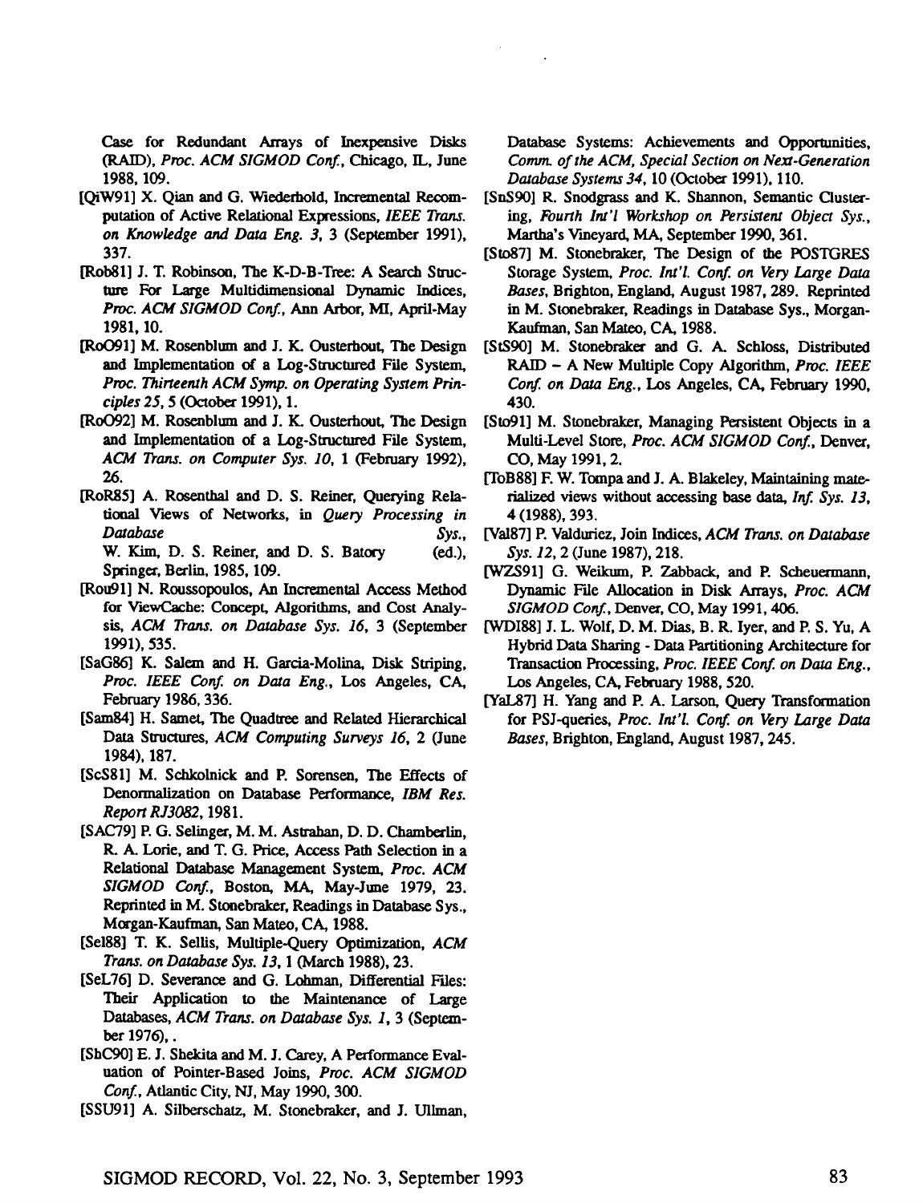Case for Redundant Arrays of Inexpensive Disks (RAID), *Proc. ACM SIGMOD Conf.*, Chicago, IL, June 1988, 109.

[QiW91] X. Qian and G. Wiederhold, Incremental Recomputation of Active Relational Expressions, *IEEE Trans. on Knowledge and Data Eng. 3*, 3 (September 1991), 337.

[Rob81] J. T. Robinson, The K-D-B-Tree: A Search Structure For Large Multidimensional Dynamic Indices, *Proc. ACM SIGMOD Conf.*, Ann Arbor, MI, April-May 1981, 10.

[RoO91] M. Rosenblum and J. K. Ousterhout, The Design and Implementation of a Log-Structured File System, *Proc. Thirteenth ACM Symp. on Operating System Principles 25*, 5 (October 1991), 1.

[RoO92] M. Rosenblum and J. K. Ousterhout, The Design and Implementation of a Log-Structured File System, *ACM Trans. on Computer Sys. 10*, 1 (February 1992), 26.

[RoR85] A. Rosenthal and D. S. Reiner, Querying Relational Views of Networks, in *Query Processing in Database Sys.*, W. Kim, D. S. Reiner, and D. S. Batory (ed.), Springer, Berlin, 1985, 109.

[Rou91] N. Roussopoulos, An Incremental Access Method for ViewCache: Concept, Algorithms, and Cost Analysis, *ACM Trans. on Database Sys. 16*, 3 (September 1991), 535.

[SaG86] K. Salem and H. Garcia-Molina, Disk Striping, *Proc. IEEE Conf. on Data Eng.*, Los Angeles, CA, February 1986, 336.

[Sam84] H. Samet, The Quadtree and Related Hierarchical Data Structures, *ACM Computing Surveys 16*, 2 (June 1984), 187.

[ScS81] M. Schkolnick and P. Sorensen, The Effects of Denormalization on Database Performance, *IBM Res. Report RJ3082*, 1981.

[SAC79] P. G. Selinger, M. M. Astrahan, D. D. Chamberlin, R. A. Lorie, and T. G. Price, Access Path Selection in a Relational Database Management System, *Proc. ACM SIGMOD Conf.*, Boston, MA, May-June 1979, 23. Reprinted in M. Stonebraker, Readings in Database Sys., Morgan-Kaufman, San Mateo, CA, 1988.

[Sel88] T. K. Sellis, Multiple-Query Optimization, *ACM Trans. on Database Sys. 13*, 1 (March 1988), 23.

[SeL76] D. Severance and G. Lohman, Differential Files: Their Application to the Maintenance of Large Databases, *ACM Trans. on Database Sys. 1*, 3 (September 1976), .

[ShC90] E. J. Shekita and M. J. Carey, A Performance Evaluation of Pointer-Based Joins, *Proc. ACM SIGMOD Conf.*, Atlantic City, NJ, May 1990, 300.

[SSU91] A. Silberschatz, M. Stonebraker, and J. Ullman, Database Systems: Achievements and Opportunities, *Comm. of the ACM, Special Section on Next-Generation Database Systems 34*, 10 (October 1991), 110.

[SnS90] R. Snodgrass and K. Shannon, Semantic Clustering, *Fourth Int'l Workshop on Persistent Object Sys.*, Martha's Vineyard, MA, September 1990, 361.

[Sto87] M. Stonebraker, The Design of the POSTGRES Storage System, *Proc. Int'l. Conf. on Very Large Data Bases*, Brighton, England, August 1987, 289. Reprinted in M. Stonebraker, Readings in Database Sys., Morgan-Kaufman, San Mateo, CA, 1988.

[StS90] M. Stonebraker and G. A. Schloss, Distributed RAID – A New Multiple Copy Algorithm, *Proc. IEEE Conf. on Data Eng.*, Los Angeles, CA, February 1990, 430.

[Sto91] M. Stonebraker, Managing Persistent Objects in a Multi-Level Store, *Proc. ACM SIGMOD Conf.*, Denver, CO, May 1991, 2.

[ToB88] F. W. Tompa and J. A. Blakeley, Maintaining materialized views without accessing base data, *Inf. Sys. 13*, 4 (1988), 393.

[Val87] P. Valduriez, Join Indices, *ACM Trans. on Database Sys. 12*, 2 (June 1987), 218.

[WZS91] G. Weikum, P. Zabback, and P. Scheuermann, Dynamic File Allocation in Disk Arrays, *Proc. ACM SIGMOD Conf.*, Denver, CO, May 1991, 406.

[WDI88] J. L. Wolf, D. M. Dias, B. R. Iyer, and P. S. Yu, A Hybrid Data Sharing - Data Partitioning Architecture for Transaction Processing, *Proc. IEEE Conf. on Data Eng.*, Los Angeles, CA, February 1988, 520.

[YaL87] H. Yang and P. A. Larson, Query Transformation for PSJ-queries, *Proc. Int'l. Conf. on Very Large Data Bases*, Brighton, England, August 1987, 245.